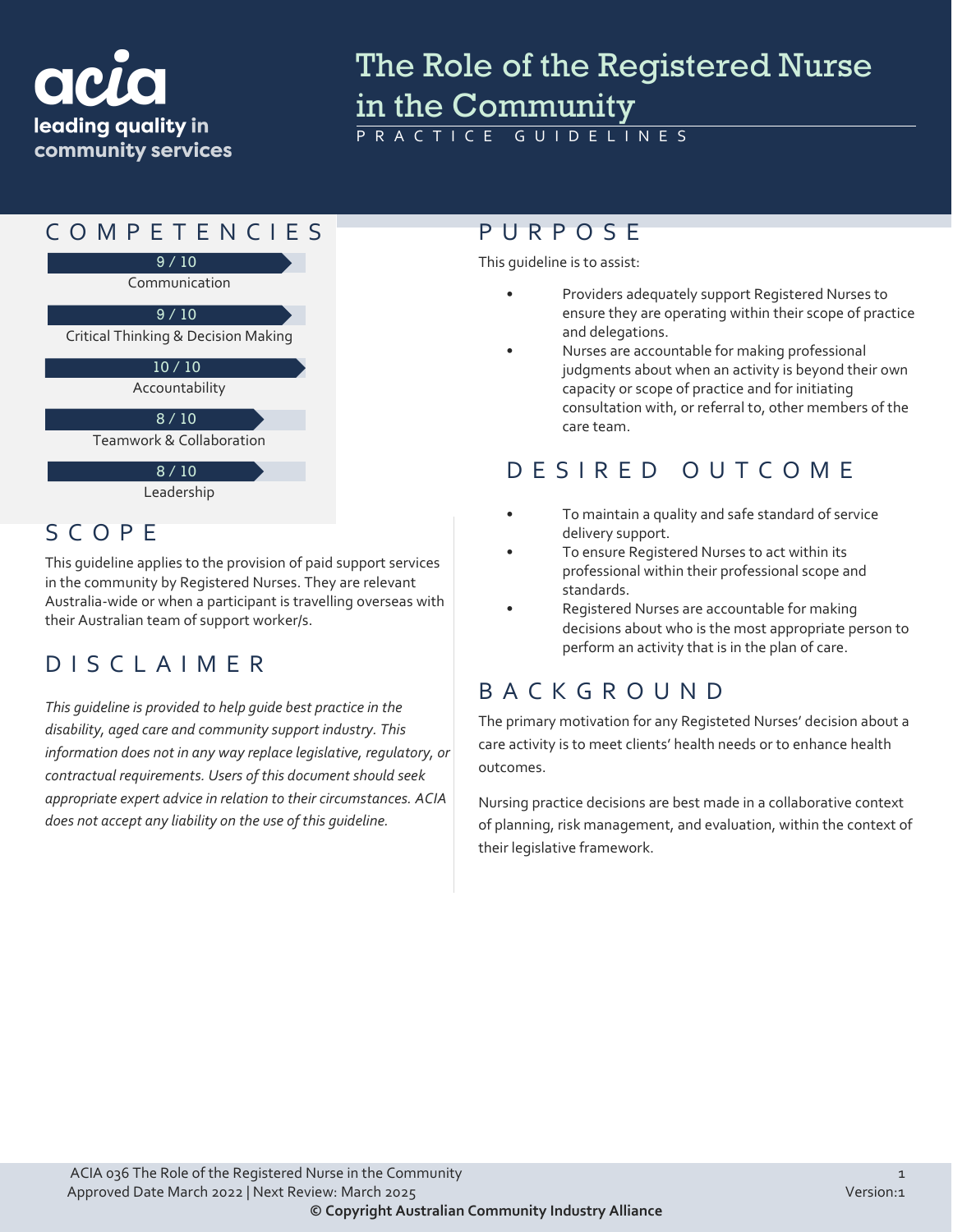acia
leading quality in community services

# The Role of the Registered Nurse in the Community

PRACTICE GUIDELINES

## COMPETENCIES

9 / 10
Communication

9 / 10
Critical Thinking & Decision Making

10 / 10
Accountability

8 / 10
Teamwork & Collaboration

8 / 10
Leadership

## SCOPE

This guideline applies to the provision of paid support services in the community by Registered Nurses. They are relevant Australia-wide or when a participant is travelling overseas with their Australian team of support worker/s.

## DISCLAIMER

*This guideline is provided to help guide best practice in the disability, aged care and community support industry. This information does not in any way replace legislative, regulatory, or contractual requirements. Users of this document should seek appropriate expert advice in relation to their circumstances. ACIA does not accept any liability on the use of this guideline.*

## PURPOSE

This guideline is to assist:

- Providers adequately support Registered Nurses to ensure they are operating within their scope of practice and delegations.
- Nurses are accountable for making professional judgments about when an activity is beyond their own capacity or scope of practice and for initiating consultation with, or referral to, other members of the care team.

## DESIRED OUTCOME

- To maintain a quality and safe standard of service delivery support.
- To ensure Registered Nurses to act within its professional within their professional scope and standards.
- Registered Nurses are accountable for making decisions about who is the most appropriate person to perform an activity that is in the plan of care.

## BACKGROUND

The primary motivation for any Registeted Nurses' decision about a care activity is to meet clients' health needs or to enhance health outcomes.

Nursing practice decisions are best made in a collaborative context of planning, risk management, and evaluation, within the context of their legislative framework.

ACIA 036 The Role of the Registered Nurse in the Community
Approved Date March 2022 | Next Review: March 2025
Version:1
**© Copyright Australian Community Industry Alliance**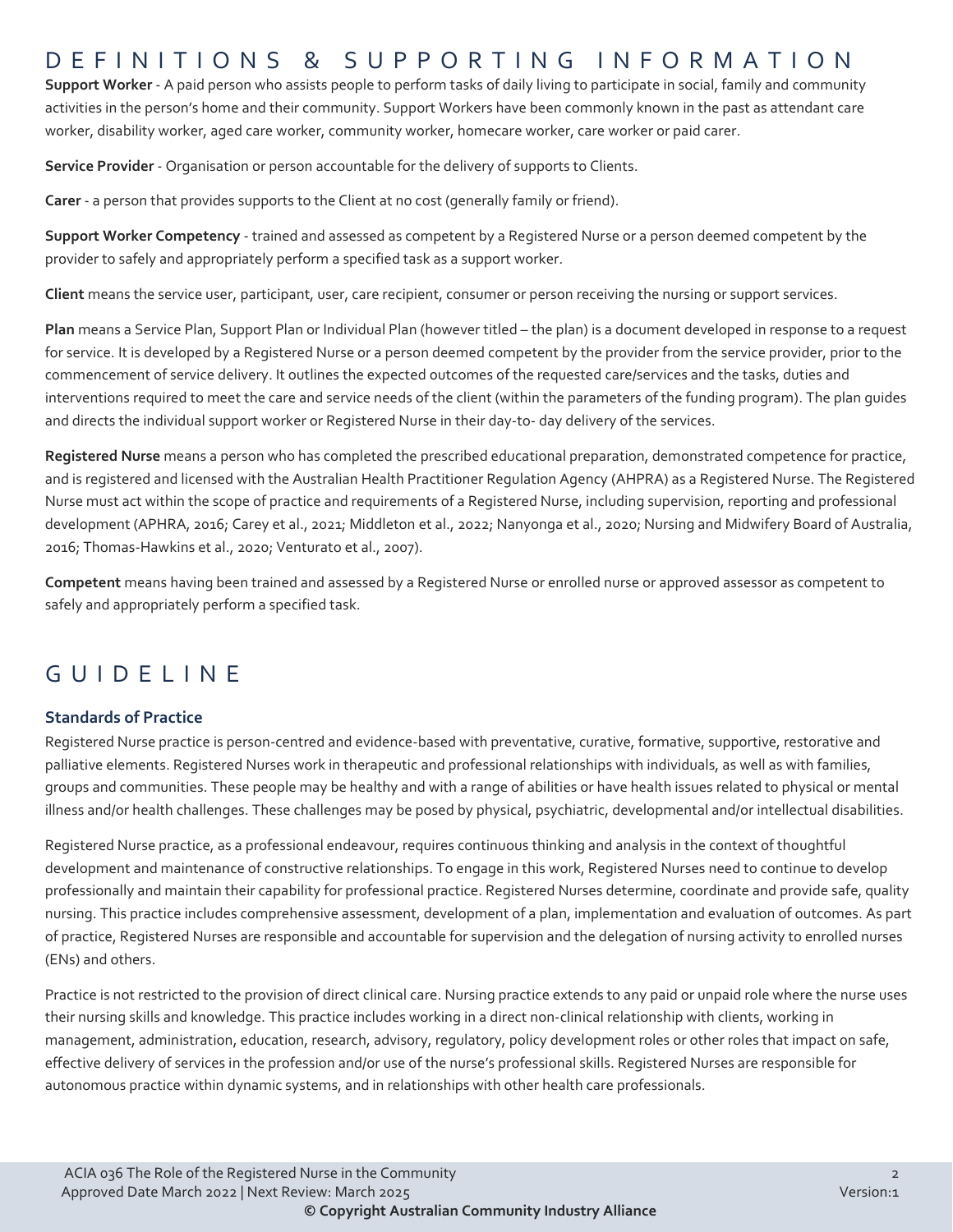# DEFINITIONS & SUPPORTING INFORMATION

**Support Worker** - A paid person who assists people to perform tasks of daily living to participate in social, family and community activities in the person's home and their community. Support Workers have been commonly known in the past as attendant care worker, disability worker, aged care worker, community worker, homecare worker, care worker or paid carer.

**Service Provider** - Organisation or person accountable for the delivery of supports to Clients.

**Carer** - a person that provides supports to the Client at no cost (generally family or friend).

**Support Worker Competency** - trained and assessed as competent by a Registered Nurse or a person deemed competent by the provider to safely and appropriately perform a specified task as a support worker.

**Client** means the service user, participant, user, care recipient, consumer or person receiving the nursing or support services.

**Plan** means a Service Plan, Support Plan or Individual Plan (however titled – the plan) is a document developed in response to a request for service. It is developed by a Registered Nurse or a person deemed competent by the provider from the service provider, prior to the commencement of service delivery. It outlines the expected outcomes of the requested care/services and the tasks, duties and interventions required to meet the care and service needs of the client (within the parameters of the funding program). The plan guides and directs the individual support worker or Registered Nurse in their day-to- day delivery of the services.

**Registered Nurse** means a person who has completed the prescribed educational preparation, demonstrated competence for practice, and is registered and licensed with the Australian Health Practitioner Regulation Agency (AHPRA) as a Registered Nurse. The Registered Nurse must act within the scope of practice and requirements of a Registered Nurse, including supervision, reporting and professional development (APHRA, 2016; Carey et al., 2021; Middleton et al., 2022; Nanyonga et al., 2020; Nursing and Midwifery Board of Australia, 2016; Thomas-Hawkins et al., 2020; Venturato et al., 2007).

**Competent** means having been trained and assessed by a Registered Nurse or enrolled nurse or approved assessor as competent to safely and appropriately perform a specified task.

# GUIDELINE

### Standards of Practice

Registered Nurse practice is person-centred and evidence-based with preventative, curative, formative, supportive, restorative and palliative elements. Registered Nurses work in therapeutic and professional relationships with individuals, as well as with families, groups and communities. These people may be healthy and with a range of abilities or have health issues related to physical or mental illness and/or health challenges. These challenges may be posed by physical, psychiatric, developmental and/or intellectual disabilities.

Registered Nurse practice, as a professional endeavour, requires continuous thinking and analysis in the context of thoughtful development and maintenance of constructive relationships. To engage in this work, Registered Nurses need to continue to develop professionally and maintain their capability for professional practice. Registered Nurses determine, coordinate and provide safe, quality nursing. This practice includes comprehensive assessment, development of a plan, implementation and evaluation of outcomes. As part of practice, Registered Nurses are responsible and accountable for supervision and the delegation of nursing activity to enrolled nurses (ENs) and others.

Practice is not restricted to the provision of direct clinical care. Nursing practice extends to any paid or unpaid role where the nurse uses their nursing skills and knowledge. This practice includes working in a direct non-clinical relationship with clients, working in management, administration, education, research, advisory, regulatory, policy development roles or other roles that impact on safe, effective delivery of services in the profession and/or use of the nurse's professional skills. Registered Nurses are responsible for autonomous practice within dynamic systems, and in relationships with other health care professionals.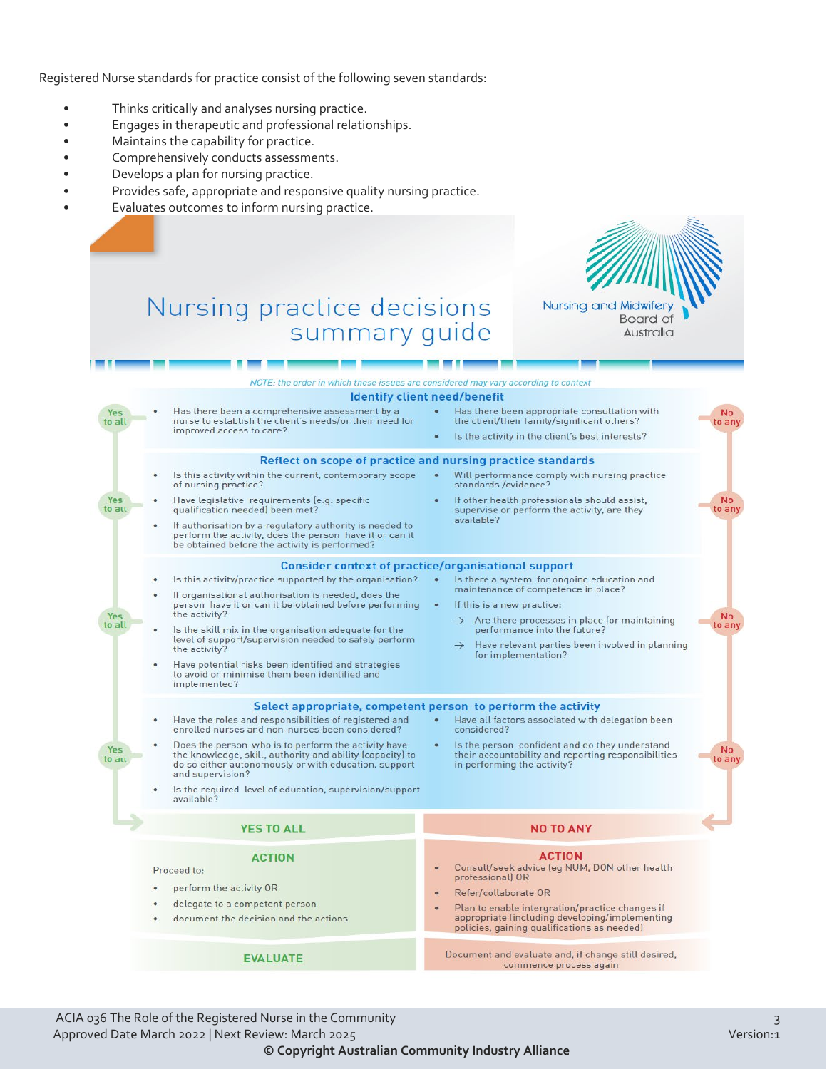Registered Nurse standards for practice consist of the following seven standards:

- Thinks critically and analyses nursing practice.
- Engages in therapeutic and professional relationships.
- Maintains the capability for practice.
- Comprehensively conducts assessments.
- Develops a plan for nursing practice.
- Provides safe, appropriate and responsive quality nursing practice.
- Evaluates outcomes to inform nursing practice.

# Nursing practice decisions summary guide

Nursing and Midwifery Board of Australia

*NOTE: the order in which these issues are considered may vary according to context*

## Identify client need/benefit

- Has there been a comprehensive assessment by a nurse to establish the client's needs/or their need for improved access to care?
- Has there been appropriate consultation with the client/their family/significant others?
- Is the activity in the client's best interests?

Yes to all / No to any

## Reflect on scope of practice and nursing practice standards

- Is this activity within the current, contemporary scope of nursing practice?
- Have legislative requirements (e.g. specific qualification needed) been met?
- If authorisation by a regulatory authority is needed to perform the activity, does the person have it or can it be obtained before the activity is performed?
- Will performance comply with nursing practice standards /evidence?
- If other health professionals should assist, supervise or perform the activity, are they available?

Yes to all / No to any

## Consider context of practice/organisational support

- Is this activity/practice supported by the organisation?
- If organisational authorisation is needed, does the person have it or can it be obtained before performing the activity?
- Is the skill mix in the organisation adequate for the level of support/supervision needed to safely perform the activity?
- Have potential risks been identified and strategies to avoid or minimise them been identified and implemented?
- Is there a system for ongoing education and maintenance of competence in place?
- If this is a new practice:
  - → Are there processes in place for maintaining performance into the future?
  - → Have relevant parties been involved in planning for implementation?

Yes to all / No to any

## Select appropriate, competent person to perform the activity

- Have the roles and responsibilities of registered and enrolled nurses and non-nurses been considered?
- Does the person who is to perform the activity have the knowledge, skill, authority and ability (capacity) to do so either autonomously or with education, support and supervision?
- Is the required level of education, supervision/support available?
- Have all factors associated with delegation been considered?
- Is the person confident and do they understand their accountability and reporting responsibilities in performing the activity?

Yes to all / No to any

## YES TO ALL

### ACTION

Proceed to:

- perform the activity OR
- delegate to a competent person
- document the decision and the actions

**EVALUATE**

## NO TO ANY

### ACTION

- Consult/seek advice (eg NUM, DON other health professional) OR
- Refer/collaborate OR
- Plan to enable intergration/practice changes if appropriate (including developing/implementing policies, gaining qualifications as needed)

Document and evaluate and, if change still desired, commence process again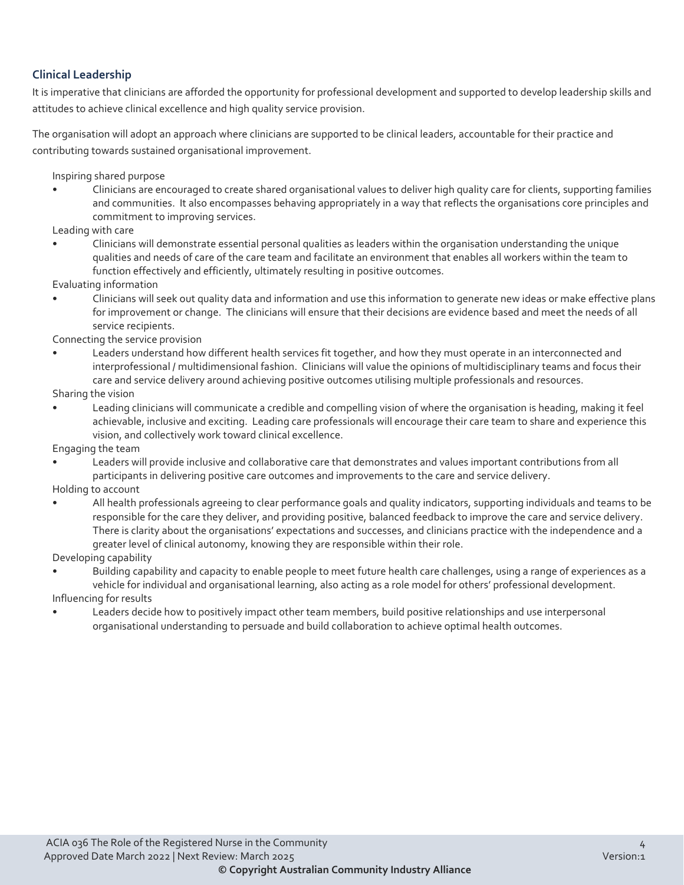### Clinical Leadership

It is imperative that clinicians are afforded the opportunity for professional development and supported to develop leadership skills and attitudes to achieve clinical excellence and high quality service provision.

The organisation will adopt an approach where clinicians are supported to be clinical leaders, accountable for their practice and contributing towards sustained organisational improvement.

Inspiring shared purpose

- Clinicians are encouraged to create shared organisational values to deliver high quality care for clients, supporting families and communities. It also encompasses behaving appropriately in a way that reflects the organisations core principles and commitment to improving services.

Leading with care

- Clinicians will demonstrate essential personal qualities as leaders within the organisation understanding the unique qualities and needs of care of the care team and facilitate an environment that enables all workers within the team to function effectively and efficiently, ultimately resulting in positive outcomes.

Evaluating information

- Clinicians will seek out quality data and information and use this information to generate new ideas or make effective plans for improvement or change. The clinicians will ensure that their decisions are evidence based and meet the needs of all service recipients.

Connecting the service provision

- Leaders understand how different health services fit together, and how they must operate in an interconnected and interprofessional / multidimensional fashion. Clinicians will value the opinions of multidisciplinary teams and focus their care and service delivery around achieving positive outcomes utilising multiple professionals and resources.

Sharing the vision

- Leading clinicians will communicate a credible and compelling vision of where the organisation is heading, making it feel achievable, inclusive and exciting. Leading care professionals will encourage their care team to share and experience this vision, and collectively work toward clinical excellence.

Engaging the team

- Leaders will provide inclusive and collaborative care that demonstrates and values important contributions from all participants in delivering positive care outcomes and improvements to the care and service delivery.

Holding to account

- All health professionals agreeing to clear performance goals and quality indicators, supporting individuals and teams to be responsible for the care they deliver, and providing positive, balanced feedback to improve the care and service delivery. There is clarity about the organisations' expectations and successes, and clinicians practice with the independence and a greater level of clinical autonomy, knowing they are responsible within their role.

Developing capability

- Building capability and capacity to enable people to meet future health care challenges, using a range of experiences as a vehicle for individual and organisational learning, also acting as a role model for others' professional development.

Influencing for results

- Leaders decide how to positively impact other team members, build positive relationships and use interpersonal organisational understanding to persuade and build collaboration to achieve optimal health outcomes.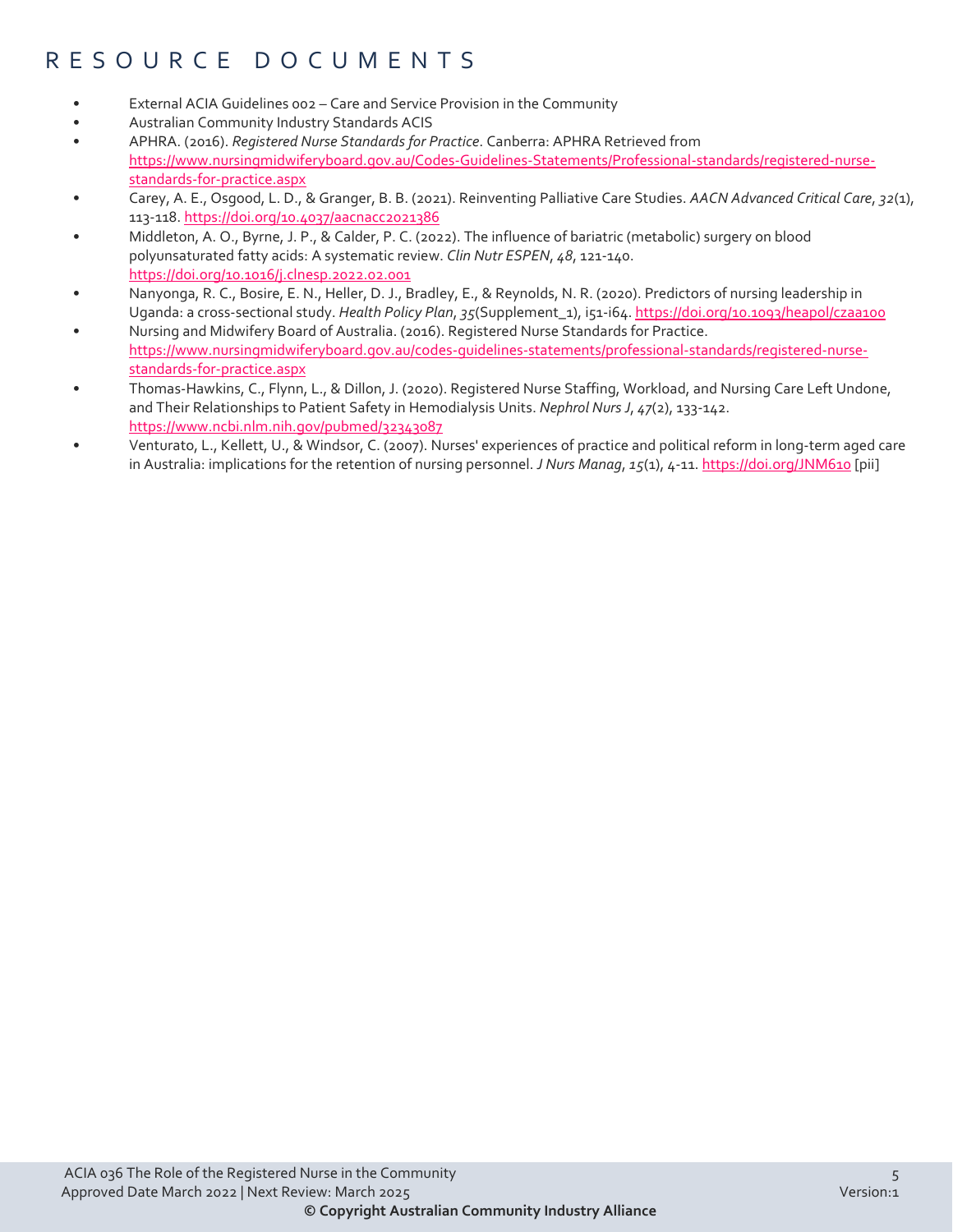# RESOURCE DOCUMENTS

- External ACIA Guidelines 002 – Care and Service Provision in the Community
- Australian Community Industry Standards ACIS
- APHRA. (2016). *Registered Nurse Standards for Practice*. Canberra: APHRA Retrieved from https://www.nursingmidwiferyboard.gov.au/Codes-Guidelines-Statements/Professional-standards/registered-nurse-standards-for-practice.aspx
- Carey, A. E., Osgood, L. D., & Granger, B. B. (2021). Reinventing Palliative Care Studies. *AACN Advanced Critical Care*, *32*(1), 113-118. https://doi.org/10.4037/aacnacc2021386
- Middleton, A. O., Byrne, J. P., & Calder, P. C. (2022). The influence of bariatric (metabolic) surgery on blood polyunsaturated fatty acids: A systematic review. *Clin Nutr ESPEN*, *48*, 121-140. https://doi.org/10.1016/j.clnesp.2022.02.001
- Nanyonga, R. C., Bosire, E. N., Heller, D. J., Bradley, E., & Reynolds, N. R. (2020). Predictors of nursing leadership in Uganda: a cross-sectional study. *Health Policy Plan*, *35*(Supplement_1), i51-i64. https://doi.org/10.1093/heapol/czaa100
- Nursing and Midwifery Board of Australia. (2016). Registered Nurse Standards for Practice. https://www.nursingmidwiferyboard.gov.au/codes-guidelines-statements/professional-standards/registered-nurse-standards-for-practice.aspx
- Thomas-Hawkins, C., Flynn, L., & Dillon, J. (2020). Registered Nurse Staffing, Workload, and Nursing Care Left Undone, and Their Relationships to Patient Safety in Hemodialysis Units. *Nephrol Nurs J*, *47*(2), 133-142. https://www.ncbi.nlm.nih.gov/pubmed/32343087
- Venturato, L., Kellett, U., & Windsor, C. (2007). Nurses' experiences of practice and political reform in long-term aged care in Australia: implications for the retention of nursing personnel. *J Nurs Manag*, *15*(1), 4-11. https://doi.org/JNM610 [pii]